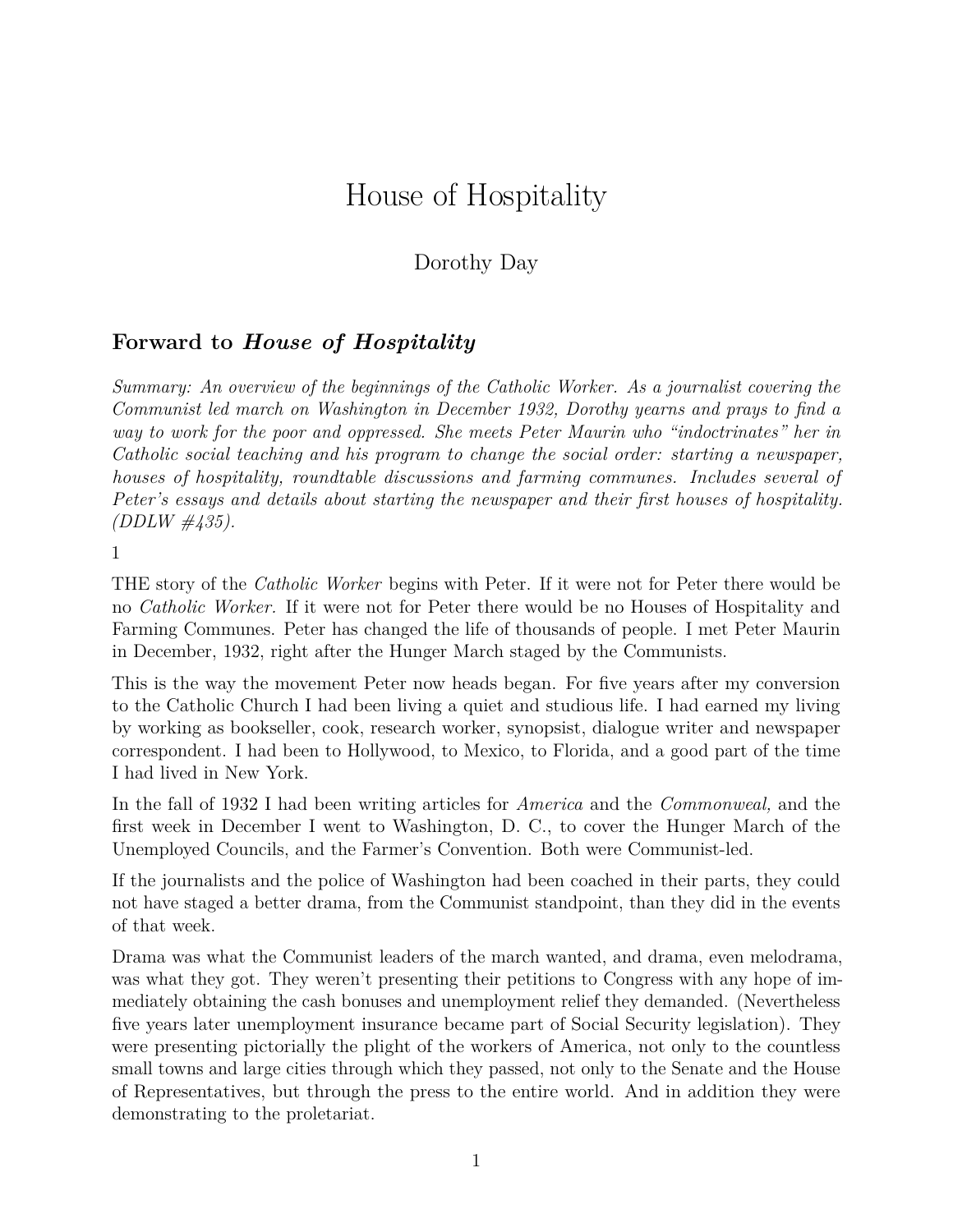# House of Hospitality

Dorothy Day

## Forward to ***House of Hospitality***

*Summary: An overview of the beginnings of the Catholic Worker. As a journalist covering the Communist led march on Washington in December 1932, Dorothy yearns and prays to find a way to work for the poor and oppressed. She meets Peter Maurin who "indoctrinates" her in Catholic social teaching and his program to change the social order: starting a newspaper, houses of hospitality, roundtable discussions and farming communes. Includes several of Peter's essays and details about starting the newspaper and their first houses of hospitality. (DDLW #435).*

1

THE story of the *Catholic Worker* begins with Peter. If it were not for Peter there would be no *Catholic Worker*. If it were not for Peter there would be no Houses of Hospitality and Farming Communes. Peter has changed the life of thousands of people. I met Peter Maurin in December, 1932, right after the Hunger March staged by the Communists.

This is the way the movement Peter now heads began. For five years after my conversion to the Catholic Church I had been living a quiet and studious life. I had earned my living by working as bookseller, cook, research worker, synopsist, dialogue writer and newspaper correspondent. I had been to Hollywood, to Mexico, to Florida, and a good part of the time I had lived in New York.

In the fall of 1932 I had been writing articles for *America* and the *Commonweal,* and the first week in December I went to Washington, D. C., to cover the Hunger March of the Unemployed Councils, and the Farmer's Convention. Both were Communist-led.

If the journalists and the police of Washington had been coached in their parts, they could not have staged a better drama, from the Communist standpoint, than they did in the events of that week.

Drama was what the Communist leaders of the march wanted, and drama, even melodrama, was what they got. They weren't presenting their petitions to Congress with any hope of immediately obtaining the cash bonuses and unemployment relief they demanded. (Nevertheless five years later unemployment insurance became part of Social Security legislation). They were presenting pictorially the plight of the workers of America, not only to the countless small towns and large cities through which they passed, not only to the Senate and the House of Representatives, but through the press to the entire world. And in addition they were demonstrating to the proletariat.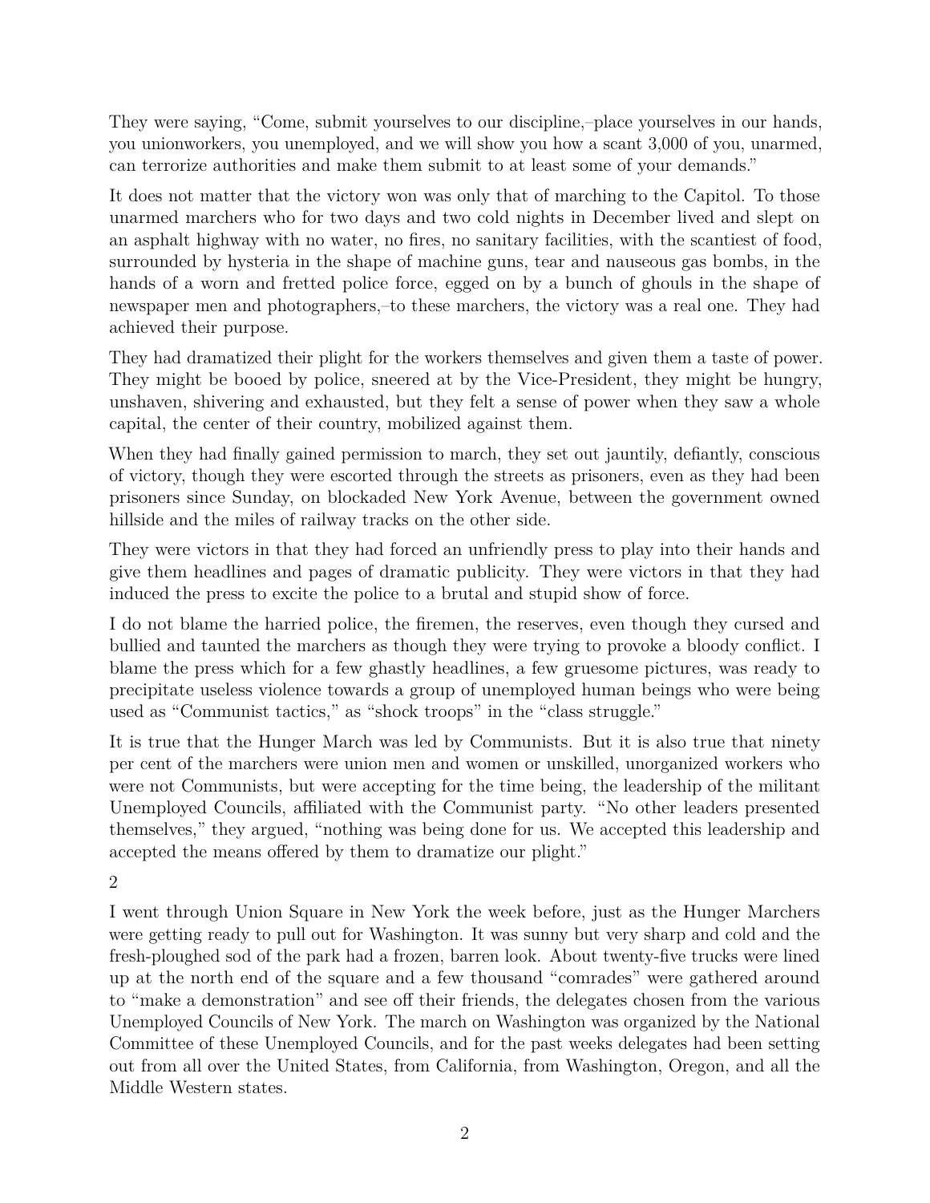They were saying, "Come, submit yourselves to our discipline,–place yourselves in our hands, you unionworkers, you unemployed, and we will show you how a scant 3,000 of you, unarmed, can terrorize authorities and make them submit to at least some of your demands."

It does not matter that the victory won was only that of marching to the Capitol. To those unarmed marchers who for two days and two cold nights in December lived and slept on an asphalt highway with no water, no fires, no sanitary facilities, with the scantiest of food, surrounded by hysteria in the shape of machine guns, tear and nauseous gas bombs, in the hands of a worn and fretted police force, egged on by a bunch of ghouls in the shape of newspaper men and photographers,–to these marchers, the victory was a real one. They had achieved their purpose.

They had dramatized their plight for the workers themselves and given them a taste of power. They might be booed by police, sneered at by the Vice-President, they might be hungry, unshaven, shivering and exhausted, but they felt a sense of power when they saw a whole capital, the center of their country, mobilized against them.

When they had finally gained permission to march, they set out jauntily, defiantly, conscious of victory, though they were escorted through the streets as prisoners, even as they had been prisoners since Sunday, on blockaded New York Avenue, between the government owned hillside and the miles of railway tracks on the other side.

They were victors in that they had forced an unfriendly press to play into their hands and give them headlines and pages of dramatic publicity. They were victors in that they had induced the press to excite the police to a brutal and stupid show of force.

I do not blame the harried police, the firemen, the reserves, even though they cursed and bullied and taunted the marchers as though they were trying to provoke a bloody conflict. I blame the press which for a few ghastly headlines, a few gruesome pictures, was ready to precipitate useless violence towards a group of unemployed human beings who were being used as "Communist tactics," as "shock troops" in the "class struggle."

It is true that the Hunger March was led by Communists. But it is also true that ninety per cent of the marchers were union men and women or unskilled, unorganized workers who were not Communists, but were accepting for the time being, the leadership of the militant Unemployed Councils, affiliated with the Communist party. "No other leaders presented themselves," they argued, "nothing was being done for us. We accepted this leadership and accepted the means offered by them to dramatize our plight."

2

I went through Union Square in New York the week before, just as the Hunger Marchers were getting ready to pull out for Washington. It was sunny but very sharp and cold and the fresh-ploughed sod of the park had a frozen, barren look. About twenty-five trucks were lined up at the north end of the square and a few thousand "comrades" were gathered around to "make a demonstration" and see off their friends, the delegates chosen from the various Unemployed Councils of New York. The march on Washington was organized by the National Committee of these Unemployed Councils, and for the past weeks delegates had been setting out from all over the United States, from California, from Washington, Oregon, and all the Middle Western states.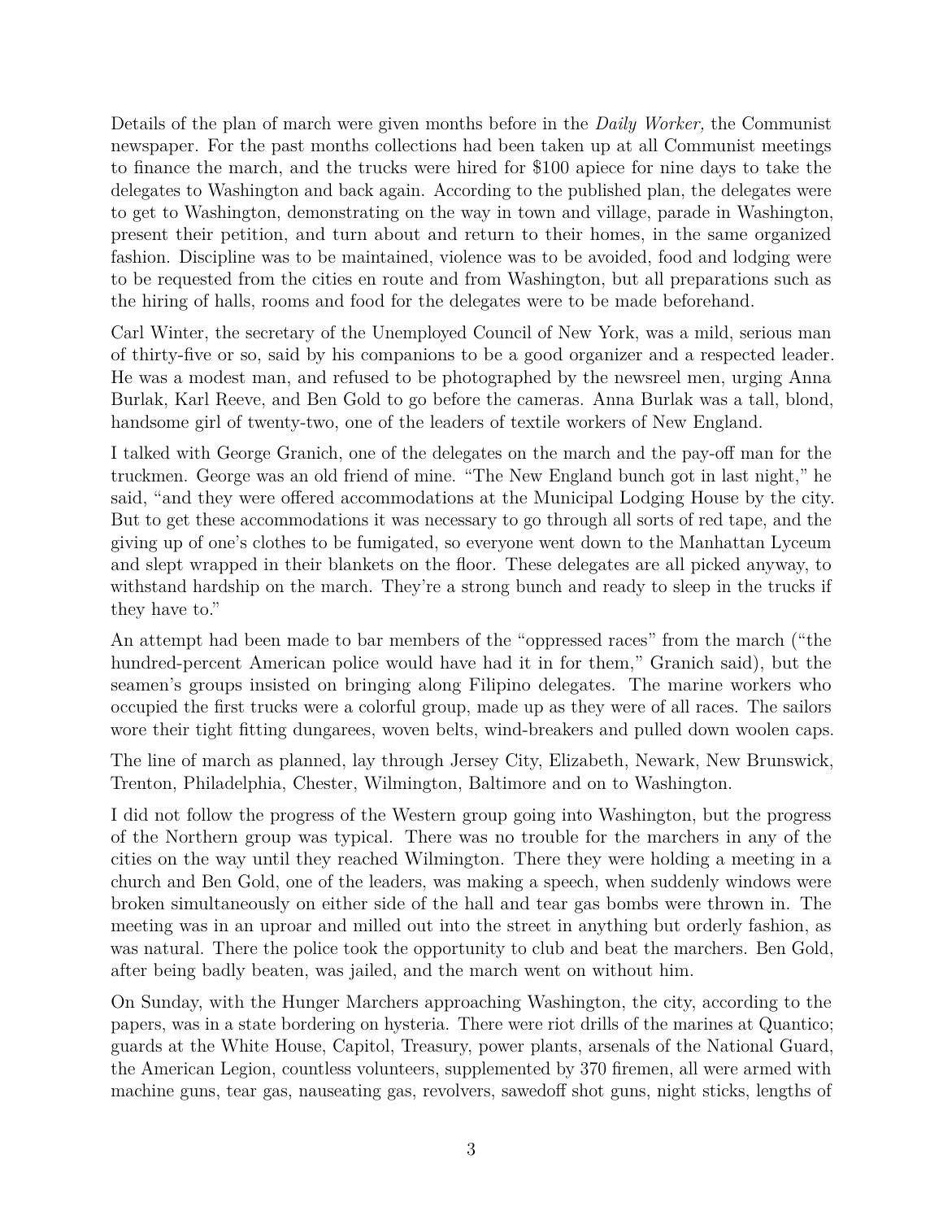Details of the plan of march were given months before in the *Daily Worker,* the Communist newspaper. For the past months collections had been taken up at all Communist meetings to finance the march, and the trucks were hired for $100 apiece for nine days to take the delegates to Washington and back again. According to the published plan, the delegates were to get to Washington, demonstrating on the way in town and village, parade in Washington, present their petition, and turn about and return to their homes, in the same organized fashion. Discipline was to be maintained, violence was to be avoided, food and lodging were to be requested from the cities en route and from Washington, but all preparations such as the hiring of halls, rooms and food for the delegates were to be made beforehand.

Carl Winter, the secretary of the Unemployed Council of New York, was a mild, serious man of thirty-five or so, said by his companions to be a good organizer and a respected leader. He was a modest man, and refused to be photographed by the newsreel men, urging Anna Burlak, Karl Reeve, and Ben Gold to go before the cameras. Anna Burlak was a tall, blond, handsome girl of twenty-two, one of the leaders of textile workers of New England.

I talked with George Granich, one of the delegates on the march and the pay-off man for the truckmen. George was an old friend of mine. "The New England bunch got in last night," he said, "and they were offered accommodations at the Municipal Lodging House by the city. But to get these accommodations it was necessary to go through all sorts of red tape, and the giving up of one's clothes to be fumigated, so everyone went down to the Manhattan Lyceum and slept wrapped in their blankets on the floor. These delegates are all picked anyway, to withstand hardship on the march. They're a strong bunch and ready to sleep in the trucks if they have to."

An attempt had been made to bar members of the "oppressed races" from the march ("the hundred-percent American police would have had it in for them," Granich said), but the seamen's groups insisted on bringing along Filipino delegates. The marine workers who occupied the first trucks were a colorful group, made up as they were of all races. The sailors wore their tight fitting dungarees, woven belts, wind-breakers and pulled down woolen caps.

The line of march as planned, lay through Jersey City, Elizabeth, Newark, New Brunswick, Trenton, Philadelphia, Chester, Wilmington, Baltimore and on to Washington.

I did not follow the progress of the Western group going into Washington, but the progress of the Northern group was typical. There was no trouble for the marchers in any of the cities on the way until they reached Wilmington. There they were holding a meeting in a church and Ben Gold, one of the leaders, was making a speech, when suddenly windows were broken simultaneously on either side of the hall and tear gas bombs were thrown in. The meeting was in an uproar and milled out into the street in anything but orderly fashion, as was natural. There the police took the opportunity to club and beat the marchers. Ben Gold, after being badly beaten, was jailed, and the march went on without him.

On Sunday, with the Hunger Marchers approaching Washington, the city, according to the papers, was in a state bordering on hysteria. There were riot drills of the marines at Quantico; guards at the White House, Capitol, Treasury, power plants, arsenals of the National Guard, the American Legion, countless volunteers, supplemented by 370 firemen, all were armed with machine guns, tear gas, nauseating gas, revolvers, sawedoff shot guns, night sticks, lengths of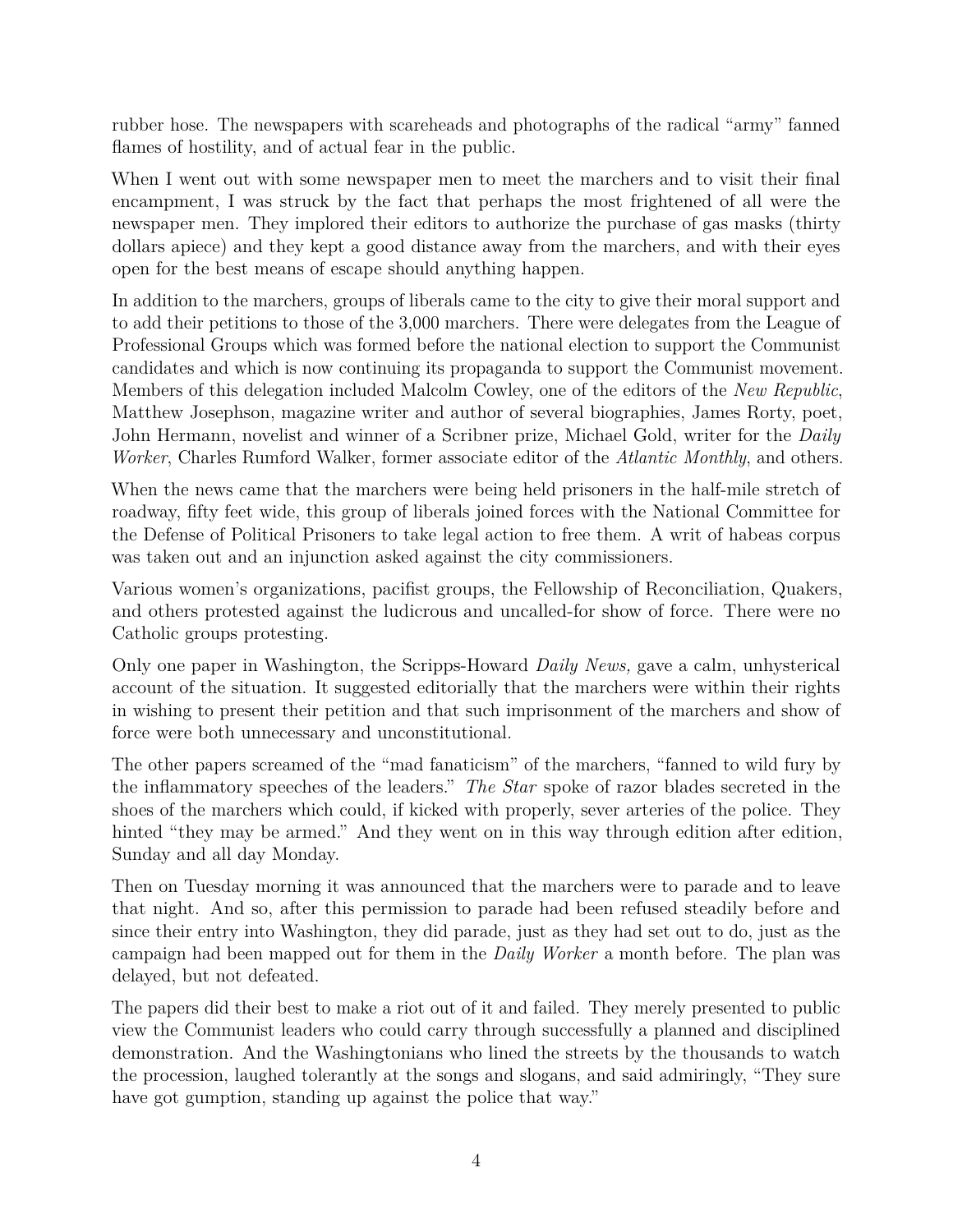rubber hose. The newspapers with scareheads and photographs of the radical "army" fanned flames of hostility, and of actual fear in the public.

When I went out with some newspaper men to meet the marchers and to visit their final encampment, I was struck by the fact that perhaps the most frightened of all were the newspaper men. They implored their editors to authorize the purchase of gas masks (thirty dollars apiece) and they kept a good distance away from the marchers, and with their eyes open for the best means of escape should anything happen.

In addition to the marchers, groups of liberals came to the city to give their moral support and to add their petitions to those of the 3,000 marchers. There were delegates from the League of Professional Groups which was formed before the national election to support the Communist candidates and which is now continuing its propaganda to support the Communist movement. Members of this delegation included Malcolm Cowley, one of the editors of the *New Republic*, Matthew Josephson, magazine writer and author of several biographies, James Rorty, poet, John Hermann, novelist and winner of a Scribner prize, Michael Gold, writer for the *Daily Worker*, Charles Rumford Walker, former associate editor of the *Atlantic Monthly*, and others.

When the news came that the marchers were being held prisoners in the half-mile stretch of roadway, fifty feet wide, this group of liberals joined forces with the National Committee for the Defense of Political Prisoners to take legal action to free them. A writ of habeas corpus was taken out and an injunction asked against the city commissioners.

Various women's organizations, pacifist groups, the Fellowship of Reconciliation, Quakers, and others protested against the ludicrous and uncalled-for show of force. There were no Catholic groups protesting.

Only one paper in Washington, the Scripps-Howard *Daily News,* gave a calm, unhysterical account of the situation. It suggested editorially that the marchers were within their rights in wishing to present their petition and that such imprisonment of the marchers and show of force were both unnecessary and unconstitutional.

The other papers screamed of the "mad fanaticism" of the marchers, "fanned to wild fury by the inflammatory speeches of the leaders." *The Star* spoke of razor blades secreted in the shoes of the marchers which could, if kicked with properly, sever arteries of the police. They hinted "they may be armed." And they went on in this way through edition after edition, Sunday and all day Monday.

Then on Tuesday morning it was announced that the marchers were to parade and to leave that night. And so, after this permission to parade had been refused steadily before and since their entry into Washington, they did parade, just as they had set out to do, just as the campaign had been mapped out for them in the *Daily Worker* a month before. The plan was delayed, but not defeated.

The papers did their best to make a riot out of it and failed. They merely presented to public view the Communist leaders who could carry through successfully a planned and disciplined demonstration. And the Washingtonians who lined the streets by the thousands to watch the procession, laughed tolerantly at the songs and slogans, and said admiringly, "They sure have got gumption, standing up against the police that way."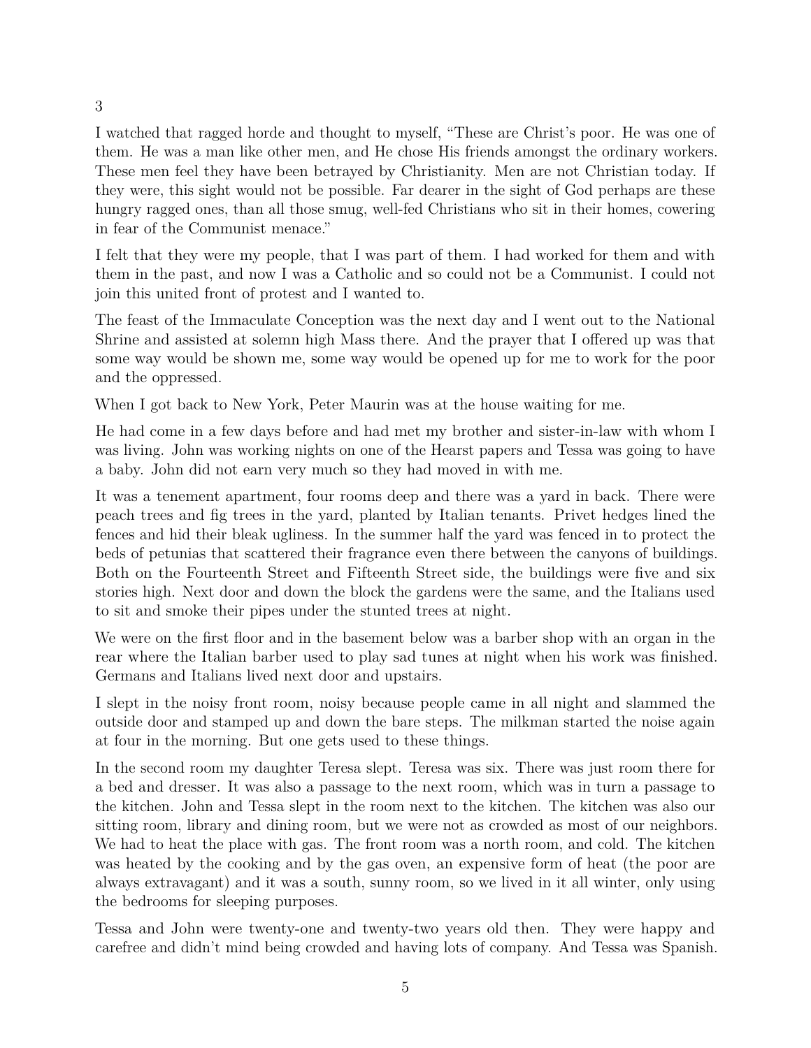# 3

I watched that ragged horde and thought to myself, “These are Christ’s poor. He was one of them. He was a man like other men, and He chose His friends amongst the ordinary workers. These men feel they have been betrayed by Christianity. Men are not Christian today. If they were, this sight would not be possible. Far dearer in the sight of God perhaps are these hungry ragged ones, than all those smug, well-fed Christians who sit in their homes, cowering in fear of the Communist menace.”

I felt that they were my people, that I was part of them. I had worked for them and with them in the past, and now I was a Catholic and so could not be a Communist. I could not join this united front of protest and I wanted to.

The feast of the Immaculate Conception was the next day and I went out to the National Shrine and assisted at solemn high Mass there. And the prayer that I offered up was that some way would be shown me, some way would be opened up for me to work for the poor and the oppressed.

When I got back to New York, Peter Maurin was at the house waiting for me.

He had come in a few days before and had met my brother and sister-in-law with whom I was living. John was working nights on one of the Hearst papers and Tessa was going to have a baby. John did not earn very much so they had moved in with me.

It was a tenement apartment, four rooms deep and there was a yard in back. There were peach trees and fig trees in the yard, planted by Italian tenants. Privet hedges lined the fences and hid their bleak ugliness. In the summer half the yard was fenced in to protect the beds of petunias that scattered their fragrance even there between the canyons of buildings. Both on the Fourteenth Street and Fifteenth Street side, the buildings were five and six stories high. Next door and down the block the gardens were the same, and the Italians used to sit and smoke their pipes under the stunted trees at night.

We were on the first floor and in the basement below was a barber shop with an organ in the rear where the Italian barber used to play sad tunes at night when his work was finished. Germans and Italians lived next door and upstairs.

I slept in the noisy front room, noisy because people came in all night and slammed the outside door and stamped up and down the bare steps. The milkman started the noise again at four in the morning. But one gets used to these things.

In the second room my daughter Teresa slept. Teresa was six. There was just room there for a bed and dresser. It was also a passage to the next room, which was in turn a passage to the kitchen. John and Tessa slept in the room next to the kitchen. The kitchen was also our sitting room, library and dining room, but we were not as crowded as most of our neighbors. We had to heat the place with gas. The front room was a north room, and cold. The kitchen was heated by the cooking and by the gas oven, an expensive form of heat (the poor are always extravagant) and it was a south, sunny room, so we lived in it all winter, only using the bedrooms for sleeping purposes.

Tessa and John were twenty-one and twenty-two years old then. They were happy and carefree and didn’t mind being crowded and having lots of company. And Tessa was Spanish.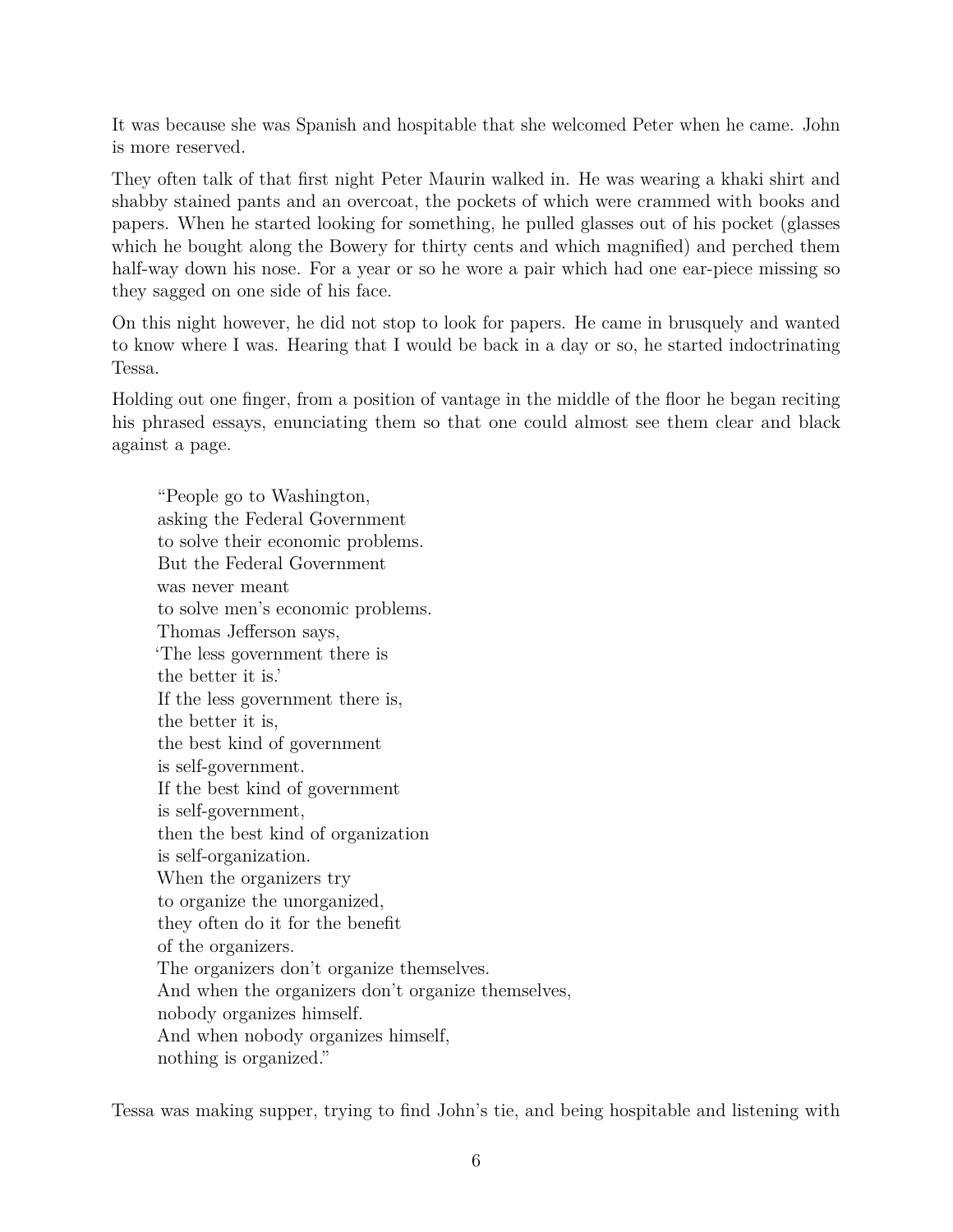It was because she was Spanish and hospitable that she welcomed Peter when he came. John is more reserved.

They often talk of that first night Peter Maurin walked in. He was wearing a khaki shirt and shabby stained pants and an overcoat, the pockets of which were crammed with books and papers. When he started looking for something, he pulled glasses out of his pocket (glasses which he bought along the Bowery for thirty cents and which magnified) and perched them half-way down his nose. For a year or so he wore a pair which had one ear-piece missing so they sagged on one side of his face.

On this night however, he did not stop to look for papers. He came in brusquely and wanted to know where I was. Hearing that I would be back in a day or so, he started indoctrinating Tessa.

Holding out one finger, from a position of vantage in the middle of the floor he began reciting his phrased essays, enunciating them so that one could almost see them clear and black against a page.

> "People go to Washington,  
> asking the Federal Government  
> to solve their economic problems.  
> But the Federal Government  
> was never meant  
> to solve men's economic problems.  
> Thomas Jefferson says,  
> 'The less government there is  
> the better it is.'  
> If the less government there is,  
> the better it is,  
> the best kind of government  
> is self-government.  
> If the best kind of government  
> is self-government,  
> then the best kind of organization  
> is self-organization.  
> When the organizers try  
> to organize the unorganized,  
> they often do it for the benefit  
> of the organizers.  
> The organizers don't organize themselves.  
> And when the organizers don't organize themselves,  
> nobody organizes himself.  
> And when nobody organizes himself,  
> nothing is organized."

Tessa was making supper, trying to find John's tie, and being hospitable and listening with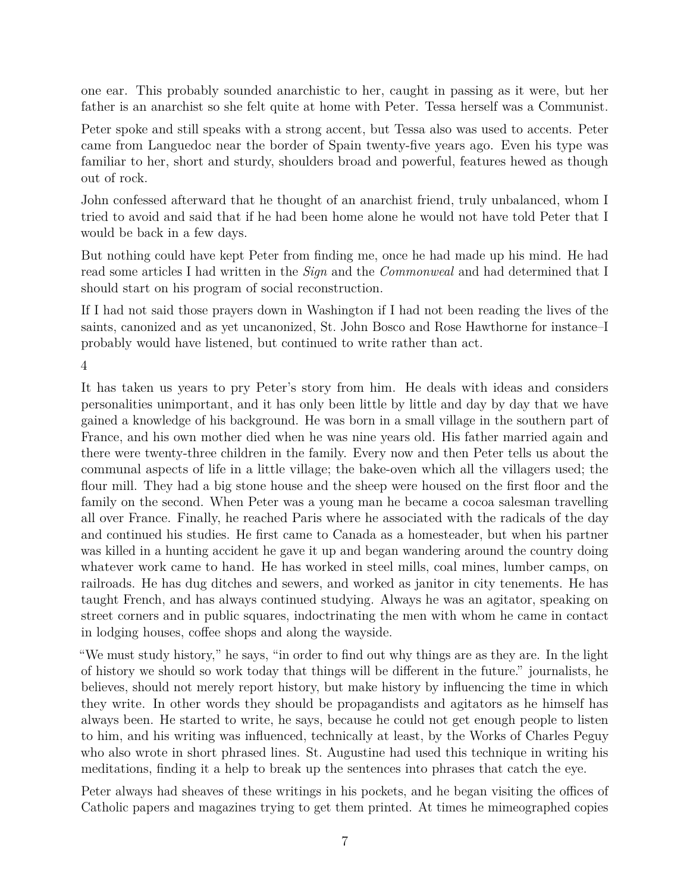one ear. This probably sounded anarchistic to her, caught in passing as it were, but her father is an anarchist so she felt quite at home with Peter. Tessa herself was a Communist.

Peter spoke and still speaks with a strong accent, but Tessa also was used to accents. Peter came from Languedoc near the border of Spain twenty-five years ago. Even his type was familiar to her, short and sturdy, shoulders broad and powerful, features hewed as though out of rock.

John confessed afterward that he thought of an anarchist friend, truly unbalanced, whom I tried to avoid and said that if he had been home alone he would not have told Peter that I would be back in a few days.

But nothing could have kept Peter from finding me, once he had made up his mind. He had read some articles I had written in the *Sign* and the *Commonweal* and had determined that I should start on his program of social reconstruction.

If I had not said those prayers down in Washington if I had not been reading the lives of the saints, canonized and as yet uncanonized, St. John Bosco and Rose Hawthorne for instance–I probably would have listened, but continued to write rather than act.

4

It has taken us years to pry Peter's story from him. He deals with ideas and considers personalities unimportant, and it has only been little by little and day by day that we have gained a knowledge of his background. He was born in a small village in the southern part of France, and his own mother died when he was nine years old. His father married again and there were twenty-three children in the family. Every now and then Peter tells us about the communal aspects of life in a little village; the bake-oven which all the villagers used; the flour mill. They had a big stone house and the sheep were housed on the first floor and the family on the second. When Peter was a young man he became a cocoa salesman travelling all over France. Finally, he reached Paris where he associated with the radicals of the day and continued his studies. He first came to Canada as a homesteader, but when his partner was killed in a hunting accident he gave it up and began wandering around the country doing whatever work came to hand. He has worked in steel mills, coal mines, lumber camps, on railroads. He has dug ditches and sewers, and worked as janitor in city tenements. He has taught French, and has always continued studying. Always he was an agitator, speaking on street corners and in public squares, indoctrinating the men with whom he came in contact in lodging houses, coffee shops and along the wayside.

"We must study history," he says, "in order to find out why things are as they are. In the light of history we should so work today that things will be different in the future." journalists, he believes, should not merely report history, but make history by influencing the time in which they write. In other words they should be propagandists and agitators as he himself has always been. He started to write, he says, because he could not get enough people to listen to him, and his writing was influenced, technically at least, by the Works of Charles Peguy who also wrote in short phrased lines. St. Augustine had used this technique in writing his meditations, finding it a help to break up the sentences into phrases that catch the eye.

Peter always had sheaves of these writings in his pockets, and he began visiting the offices of Catholic papers and magazines trying to get them printed. At times he mimeographed copies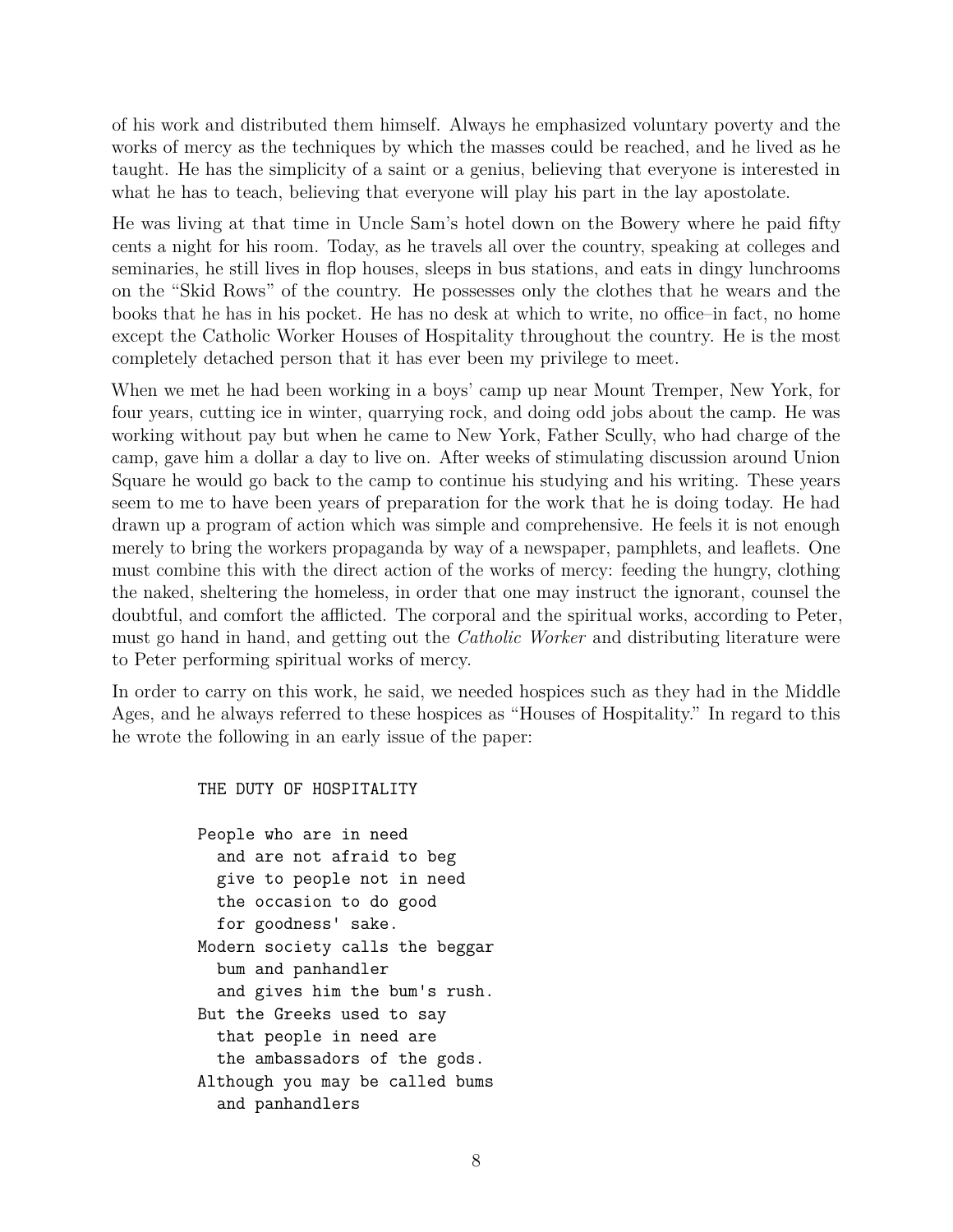of his work and distributed them himself. Always he emphasized voluntary poverty and the works of mercy as the techniques by which the masses could be reached, and he lived as he taught. He has the simplicity of a saint or a genius, believing that everyone is interested in what he has to teach, believing that everyone will play his part in the lay apostolate.

He was living at that time in Uncle Sam's hotel down on the Bowery where he paid fifty cents a night for his room. Today, as he travels all over the country, speaking at colleges and seminaries, he still lives in flop houses, sleeps in bus stations, and eats in dingy lunchrooms on the "Skid Rows" of the country. He possesses only the clothes that he wears and the books that he has in his pocket. He has no desk at which to write, no office–in fact, no home except the Catholic Worker Houses of Hospitality throughout the country. He is the most completely detached person that it has ever been my privilege to meet.

When we met he had been working in a boys' camp up near Mount Tremper, New York, for four years, cutting ice in winter, quarrying rock, and doing odd jobs about the camp. He was working without pay but when he came to New York, Father Scully, who had charge of the camp, gave him a dollar a day to live on. After weeks of stimulating discussion around Union Square he would go back to the camp to continue his studying and his writing. These years seem to me to have been years of preparation for the work that he is doing today. He had drawn up a program of action which was simple and comprehensive. He feels it is not enough merely to bring the workers propaganda by way of a newspaper, pamphlets, and leaflets. One must combine this with the direct action of the works of mercy: feeding the hungry, clothing the naked, sheltering the homeless, in order that one may instruct the ignorant, counsel the doubtful, and comfort the afflicted. The corporal and the spiritual works, according to Peter, must go hand in hand, and getting out the *Catholic Worker* and distributing literature were to Peter performing spiritual works of mercy.

In order to carry on this work, he said, we needed hospices such as they had in the Middle Ages, and he always referred to these hospices as "Houses of Hospitality." In regard to this he wrote the following in an early issue of the paper:

```
THE DUTY OF HOSPITALITY

People who are in need
  and are not afraid to beg
  give to people not in need
  the occasion to do good
  for goodness' sake.
Modern society calls the beggar
  bum and panhandler
  and gives him the bum's rush.
But the Greeks used to say
  that people in need are
  the ambassadors of the gods.
Although you may be called bums
  and panhandlers
```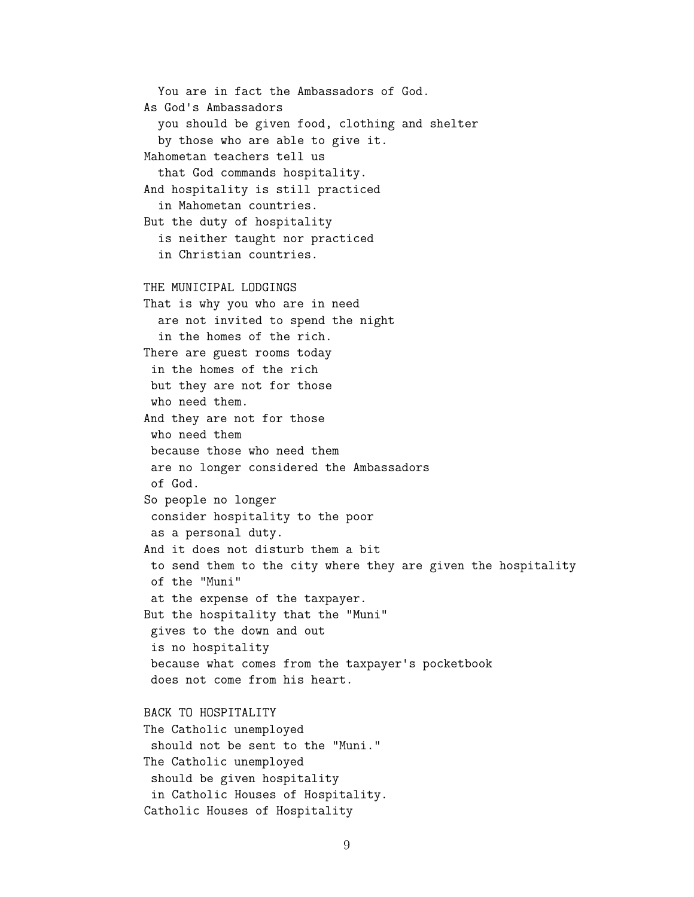You are in fact the Ambassadors of God.  
As God's Ambassadors  
you should be given food, clothing and shelter  
by those who are able to give it.  
Mahometan teachers tell us  
that God commands hospitality.  
And hospitality is still practiced  
in Mahometan countries.  
But the duty of hospitality  
is neither taught nor practiced  
in Christian countries.

## THE MUNICIPAL LODGINGS

That is why you who are in need  
are not invited to spend the night  
in the homes of the rich.  
There are guest rooms today  
in the homes of the rich  
but they are not for those  
who need them.  
And they are not for those  
who need them  
because those who need them  
are no longer considered the Ambassadors  
of God.  
So people no longer  
consider hospitality to the poor  
as a personal duty.  
And it does not disturb them a bit  
to send them to the city where they are given the hospitality  
of the "Muni"  
at the expense of the taxpayer.  
But the hospitality that the "Muni"  
gives to the down and out  
is no hospitality  
because what comes from the taxpayer's pocketbook  
does not come from his heart.

## BACK TO HOSPITALITY

The Catholic unemployed  
should not be sent to the "Muni."  
The Catholic unemployed  
should be given hospitality  
in Catholic Houses of Hospitality.  
Catholic Houses of Hospitality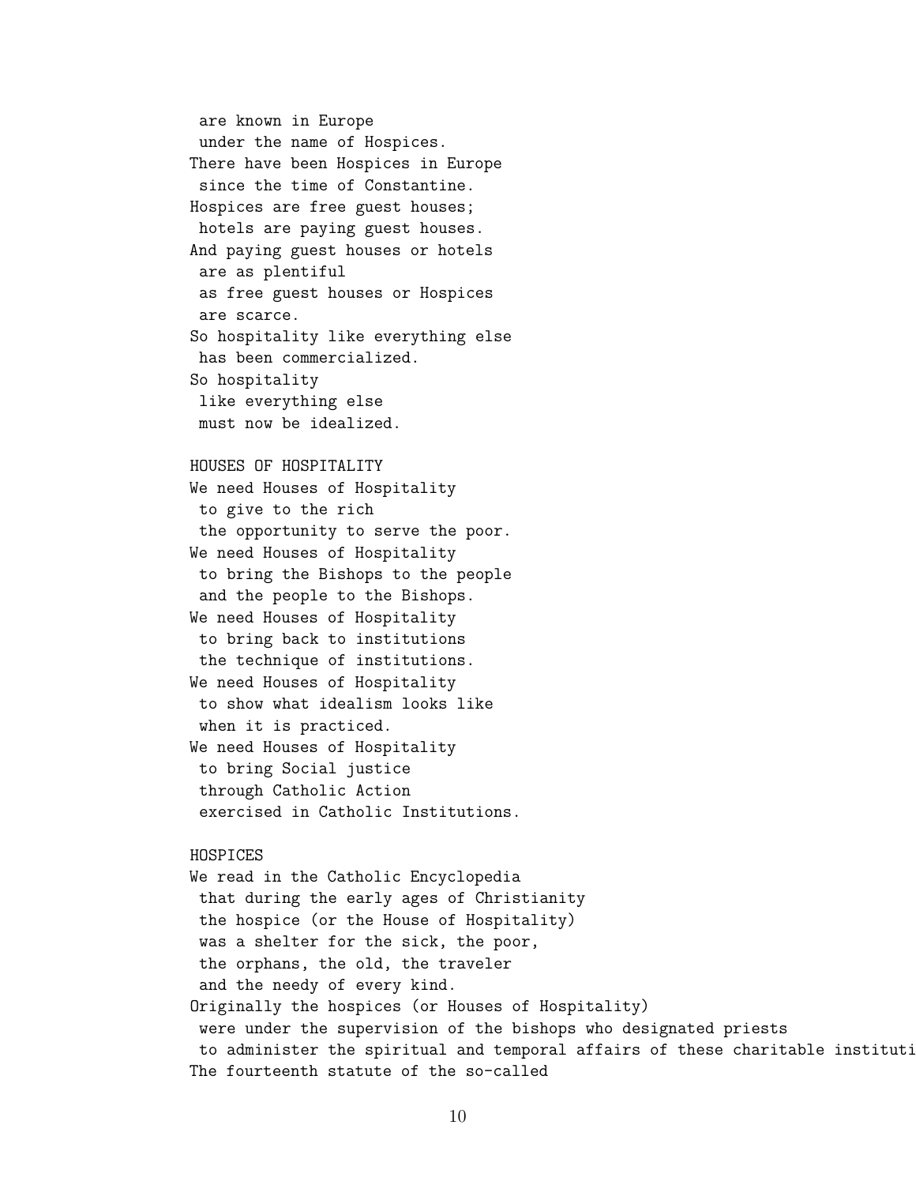are known in Europe
under the name of Hospices.
There have been Hospices in Europe
since the time of Constantine.
Hospices are free guest houses;
hotels are paying guest houses.
And paying guest houses or hotels
are as plentiful
as free guest houses or Hospices
are scarce.
So hospitality like everything else
has been commercialized.
So hospitality
like everything else
must now be idealized.

## HOUSES OF HOSPITALITY

We need Houses of Hospitality
to give to the rich
the opportunity to serve the poor.
We need Houses of Hospitality
to bring the Bishops to the people
and the people to the Bishops.
We need Houses of Hospitality
to bring back to institutions
the technique of institutions.
We need Houses of Hospitality
to show what idealism looks like
when it is practiced.
We need Houses of Hospitality
to bring Social justice
through Catholic Action
exercised in Catholic Institutions.

## HOSPICES

We read in the Catholic Encyclopedia
that during the early ages of Christianity
the hospice (or the House of Hospitality)
was a shelter for the sick, the poor,
the orphans, the old, the traveler
and the needy of every kind.
Originally the hospices (or Houses of Hospitality)
were under the supervision of the bishops who designated priests
to administer the spiritual and temporal affairs of these charitable instituti
The fourteenth statute of the so-called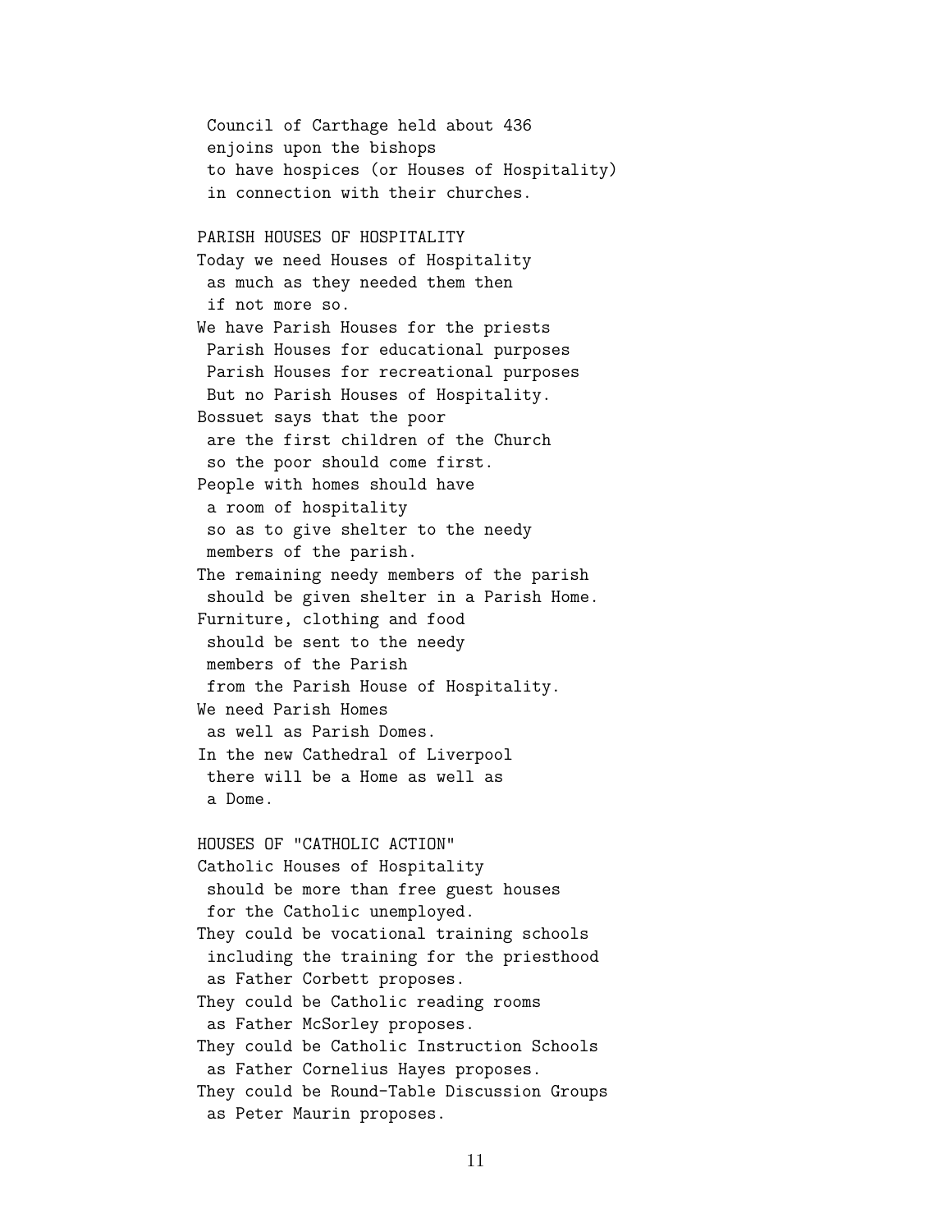Council of Carthage held about 436
 enjoins upon the bishops
 to have hospices (or Houses of Hospitality)
 in connection with their churches.

## PARISH HOUSES OF HOSPITALITY

Today we need Houses of Hospitality
 as much as they needed them then
 if not more so.
We have Parish Houses for the priests
 Parish Houses for educational purposes
 Parish Houses for recreational purposes
 But no Parish Houses of Hospitality.
Bossuet says that the poor
 are the first children of the Church
 so the poor should come first.
People with homes should have
 a room of hospitality
 so as to give shelter to the needy
 members of the parish.
The remaining needy members of the parish
 should be given shelter in a Parish Home.
Furniture, clothing and food
 should be sent to the needy
 members of the Parish
 from the Parish House of Hospitality.
We need Parish Homes
 as well as Parish Domes.
In the new Cathedral of Liverpool
 there will be a Home as well as
 a Dome.

## HOUSES OF "CATHOLIC ACTION"

Catholic Houses of Hospitality
 should be more than free guest houses
 for the Catholic unemployed.
They could be vocational training schools
 including the training for the priesthood
 as Father Corbett proposes.
They could be Catholic reading rooms
 as Father McSorley proposes.
They could be Catholic Instruction Schools
 as Father Cornelius Hayes proposes.
They could be Round-Table Discussion Groups
 as Peter Maurin proposes.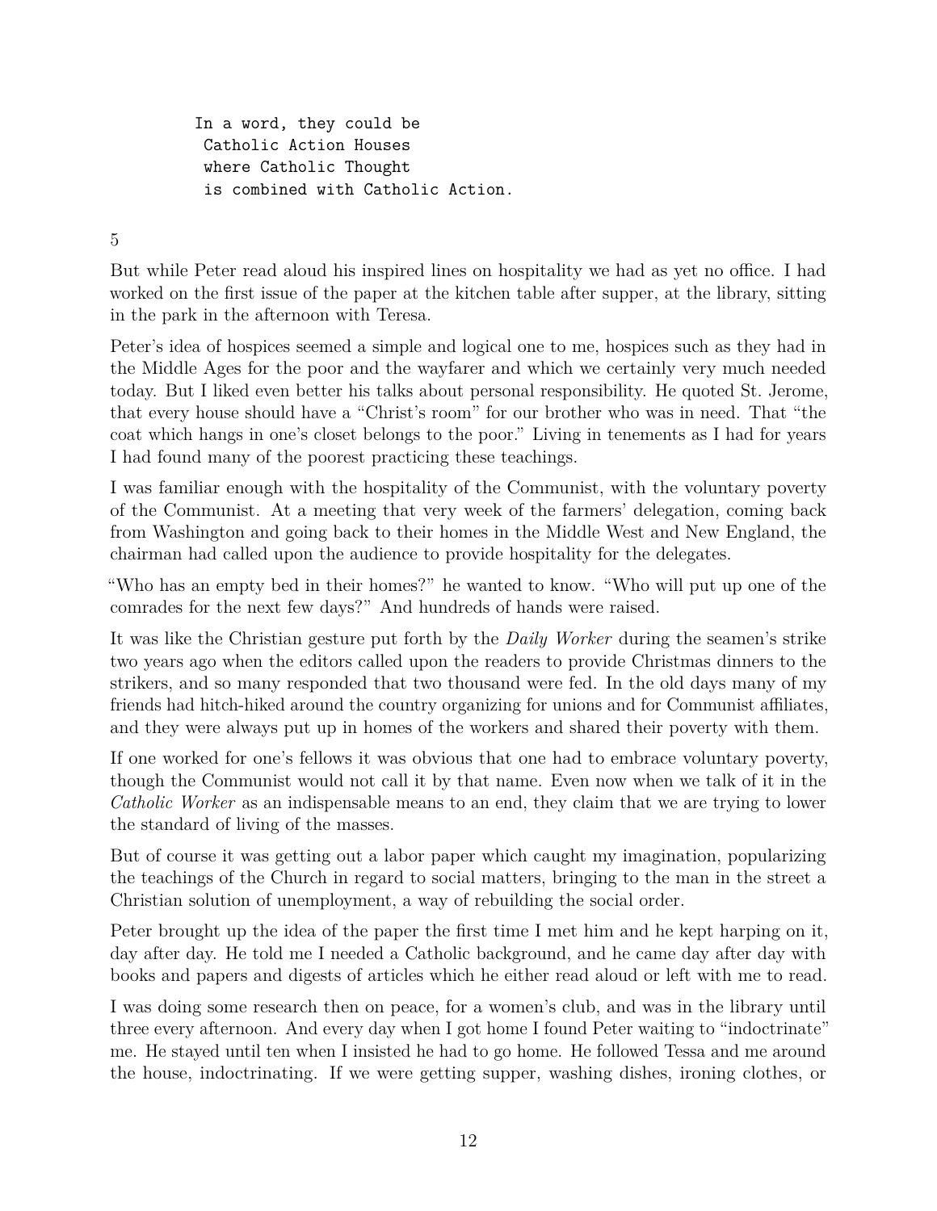```
In a word, they could be
 Catholic Action Houses
 where Catholic Thought
 is combined with Catholic Action.
```

5

But while Peter read aloud his inspired lines on hospitality we had as yet no office. I had worked on the first issue of the paper at the kitchen table after supper, at the library, sitting in the park in the afternoon with Teresa.

Peter's idea of hospices seemed a simple and logical one to me, hospices such as they had in the Middle Ages for the poor and the wayfarer and which we certainly very much needed today. But I liked even better his talks about personal responsibility. He quoted St. Jerome, that every house should have a "Christ's room" for our brother who was in need. That "the coat which hangs in one's closet belongs to the poor." Living in tenements as I had for years I had found many of the poorest practicing these teachings.

I was familiar enough with the hospitality of the Communist, with the voluntary poverty of the Communist. At a meeting that very week of the farmers' delegation, coming back from Washington and going back to their homes in the Middle West and New England, the chairman had called upon the audience to provide hospitality for the delegates.

"Who has an empty bed in their homes?" he wanted to know. "Who will put up one of the comrades for the next few days?" And hundreds of hands were raised.

It was like the Christian gesture put forth by the *Daily Worker* during the seamen's strike two years ago when the editors called upon the readers to provide Christmas dinners to the strikers, and so many responded that two thousand were fed. In the old days many of my friends had hitch-hiked around the country organizing for unions and for Communist affiliates, and they were always put up in homes of the workers and shared their poverty with them.

If one worked for one's fellows it was obvious that one had to embrace voluntary poverty, though the Communist would not call it by that name. Even now when we talk of it in the *Catholic Worker* as an indispensable means to an end, they claim that we are trying to lower the standard of living of the masses.

But of course it was getting out a labor paper which caught my imagination, popularizing the teachings of the Church in regard to social matters, bringing to the man in the street a Christian solution of unemployment, a way of rebuilding the social order.

Peter brought up the idea of the paper the first time I met him and he kept harping on it, day after day. He told me I needed a Catholic background, and he came day after day with books and papers and digests of articles which he either read aloud or left with me to read.

I was doing some research then on peace, for a women's club, and was in the library until three every afternoon. And every day when I got home I found Peter waiting to "indoctrinate" me. He stayed until ten when I insisted he had to go home. He followed Tessa and me around the house, indoctrinating. If we were getting supper, washing dishes, ironing clothes, or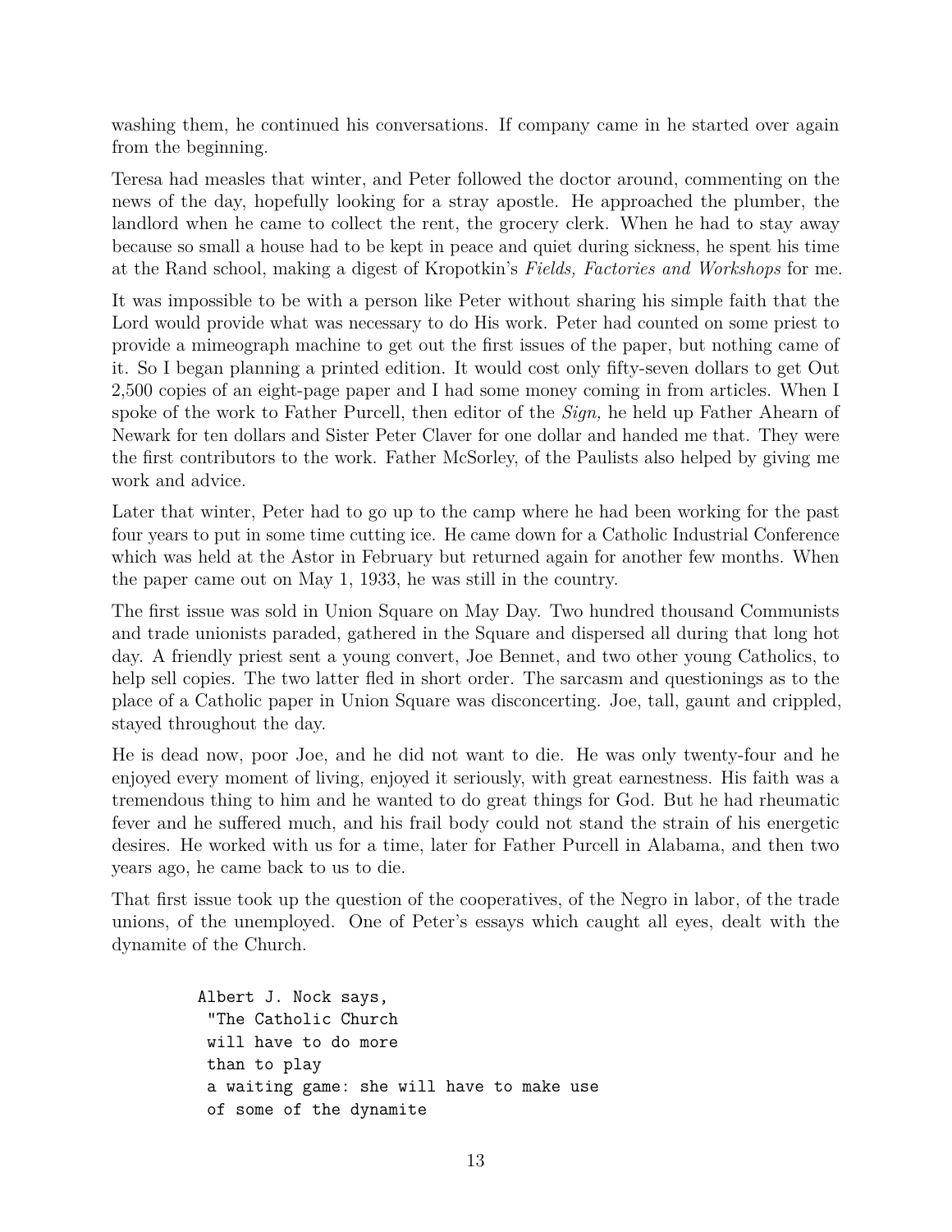washing them, he continued his conversations. If company came in he started over again from the beginning.

Teresa had measles that winter, and Peter followed the doctor around, commenting on the news of the day, hopefully looking for a stray apostle. He approached the plumber, the landlord when he came to collect the rent, the grocery clerk. When he had to stay away because so small a house had to be kept in peace and quiet during sickness, he spent his time at the Rand school, making a digest of Kropotkin's *Fields, Factories and Workshops* for me.

It was impossible to be with a person like Peter without sharing his simple faith that the Lord would provide what was necessary to do His work. Peter had counted on some priest to provide a mimeograph machine to get out the first issues of the paper, but nothing came of it. So I began planning a printed edition. It would cost only fifty-seven dollars to get Out 2,500 copies of an eight-page paper and I had some money coming in from articles. When I spoke of the work to Father Purcell, then editor of the *Sign,* he held up Father Ahearn of Newark for ten dollars and Sister Peter Claver for one dollar and handed me that. They were the first contributors to the work. Father McSorley, of the Paulists also helped by giving me work and advice.

Later that winter, Peter had to go up to the camp where he had been working for the past four years to put in some time cutting ice. He came down for a Catholic Industrial Conference which was held at the Astor in February but returned again for another few months. When the paper came out on May 1, 1933, he was still in the country.

The first issue was sold in Union Square on May Day. Two hundred thousand Communists and trade unionists paraded, gathered in the Square and dispersed all during that long hot day. A friendly priest sent a young convert, Joe Bennet, and two other young Catholics, to help sell copies. The two latter fled in short order. The sarcasm and questionings as to the place of a Catholic paper in Union Square was disconcerting. Joe, tall, gaunt and crippled, stayed throughout the day.

He is dead now, poor Joe, and he did not want to die. He was only twenty-four and he enjoyed every moment of living, enjoyed it seriously, with great earnestness. His faith was a tremendous thing to him and he wanted to do great things for God. But he had rheumatic fever and he suffered much, and his frail body could not stand the strain of his energetic desires. He worked with us for a time, later for Father Purcell in Alabama, and then two years ago, he came back to us to die.

That first issue took up the question of the cooperatives, of the Negro in labor, of the trade unions, of the unemployed. One of Peter's essays which caught all eyes, dealt with the dynamite of the Church.

```
Albert J. Nock says,
 "The Catholic Church
 will have to do more
 than to play
 a waiting game: she will have to make use
 of some of the dynamite
```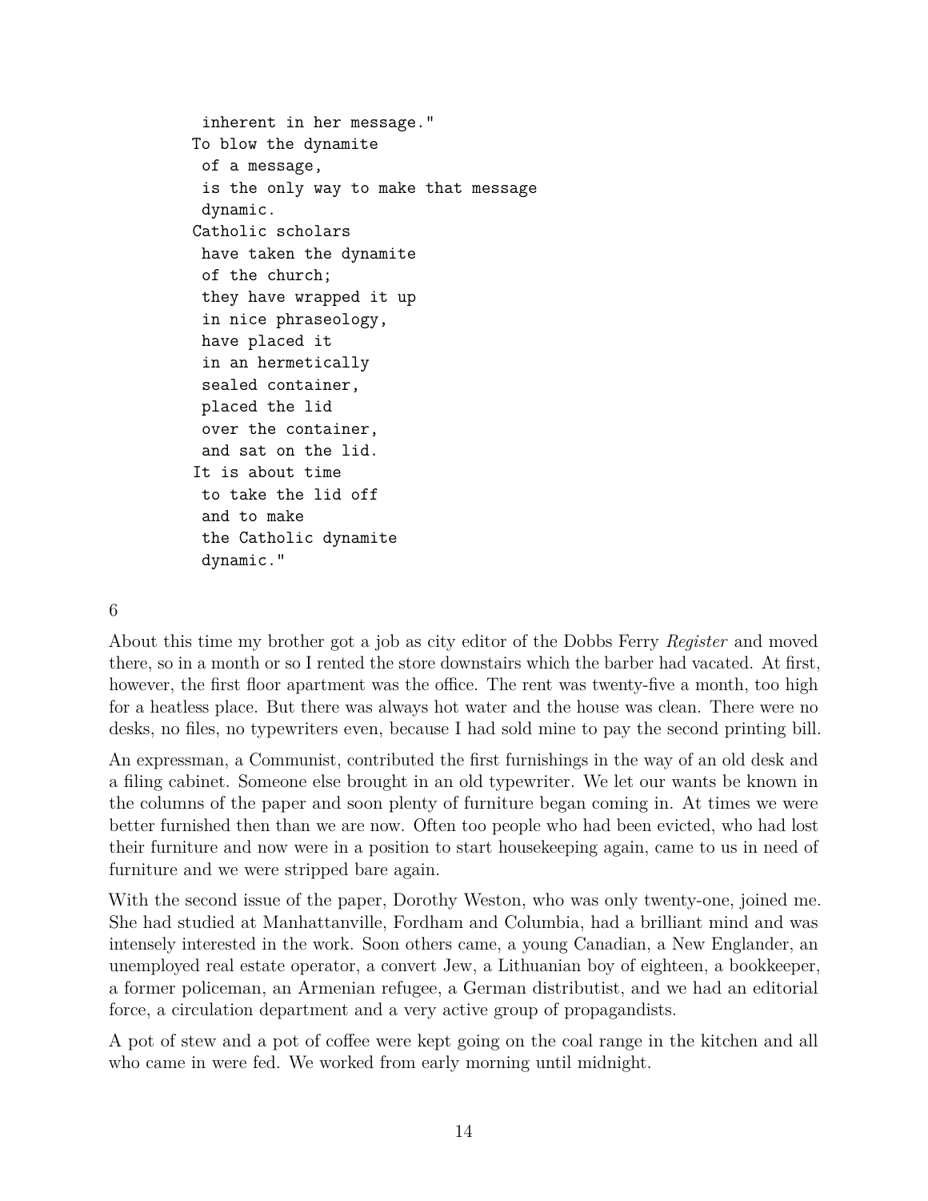```
 inherent in her message."
To blow the dynamite
 of a message,
 is the only way to make that message
 dynamic.
Catholic scholars
 have taken the dynamite
 of the church;
 they have wrapped it up
 in nice phraseology,
 have placed it
 in an hermetically
 sealed container,
 placed the lid
 over the container,
 and sat on the lid.
It is about time
 to take the lid off
 and to make
 the Catholic dynamite
 dynamic."
```

6

About this time my brother got a job as city editor of the Dobbs Ferry *Register* and moved there, so in a month or so I rented the store downstairs which the barber had vacated. At first, however, the first floor apartment was the office. The rent was twenty-five a month, too high for a heatless place. But there was always hot water and the house was clean. There were no desks, no files, no typewriters even, because I had sold mine to pay the second printing bill.

An expressman, a Communist, contributed the first furnishings in the way of an old desk and a filing cabinet. Someone else brought in an old typewriter. We let our wants be known in the columns of the paper and soon plenty of furniture began coming in. At times we were better furnished then than we are now. Often too people who had been evicted, who had lost their furniture and now were in a position to start housekeeping again, came to us in need of furniture and we were stripped bare again.

With the second issue of the paper, Dorothy Weston, who was only twenty-one, joined me. She had studied at Manhattanville, Fordham and Columbia, had a brilliant mind and was intensely interested in the work. Soon others came, a young Canadian, a New Englander, an unemployed real estate operator, a convert Jew, a Lithuanian boy of eighteen, a bookkeeper, a former policeman, an Armenian refugee, a German distributist, and we had an editorial force, a circulation department and a very active group of propagandists.

A pot of stew and a pot of coffee were kept going on the coal range in the kitchen and all who came in were fed. We worked from early morning until midnight.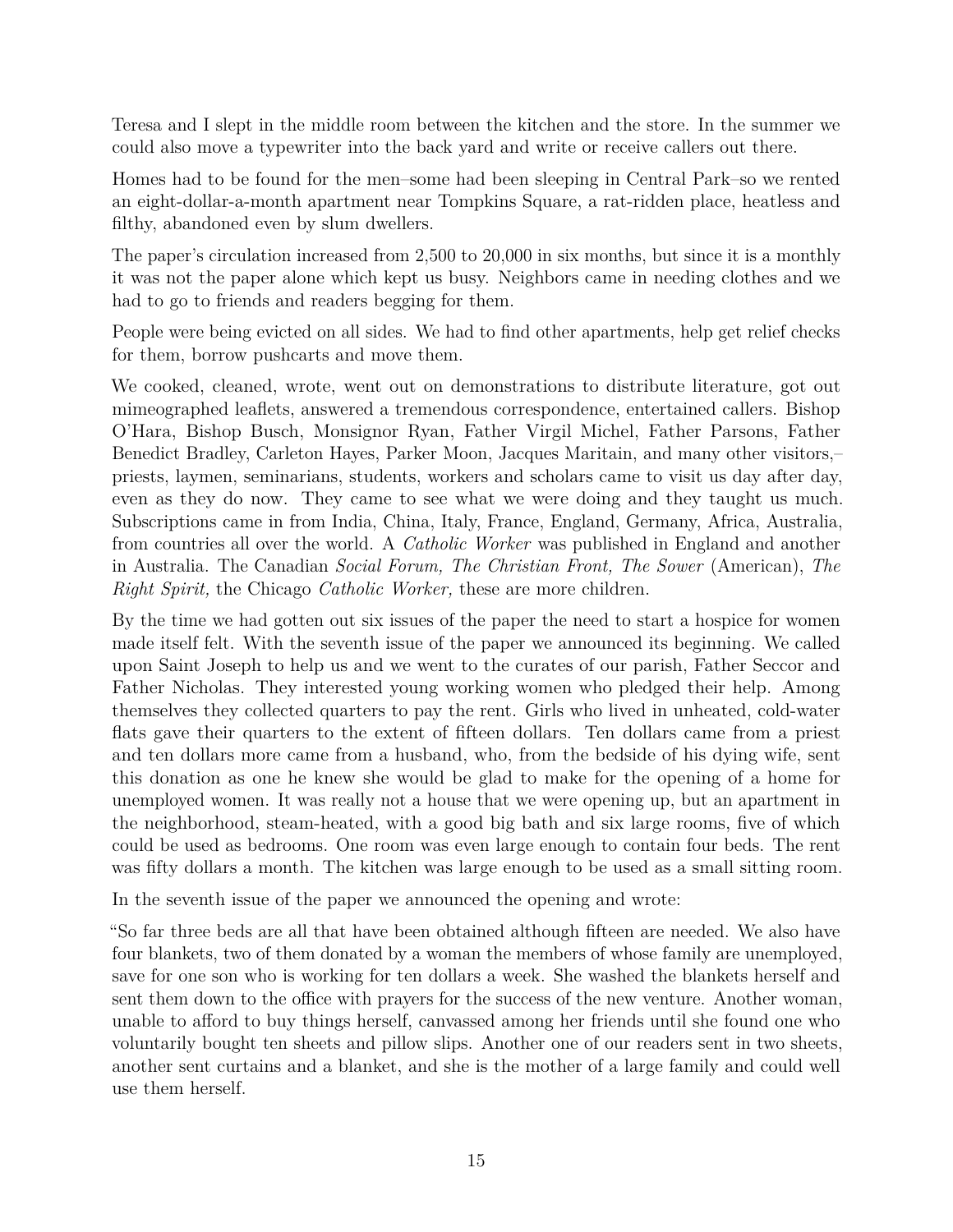Teresa and I slept in the middle room between the kitchen and the store. In the summer we could also move a typewriter into the back yard and write or receive callers out there.

Homes had to be found for the men–some had been sleeping in Central Park–so we rented an eight-dollar-a-month apartment near Tompkins Square, a rat-ridden place, heatless and filthy, abandoned even by slum dwellers.

The paper's circulation increased from 2,500 to 20,000 in six months, but since it is a monthly it was not the paper alone which kept us busy. Neighbors came in needing clothes and we had to go to friends and readers begging for them.

People were being evicted on all sides. We had to find other apartments, help get relief checks for them, borrow pushcarts and move them.

We cooked, cleaned, wrote, went out on demonstrations to distribute literature, got out mimeographed leaflets, answered a tremendous correspondence, entertained callers. Bishop O'Hara, Bishop Busch, Monsignor Ryan, Father Virgil Michel, Father Parsons, Father Benedict Bradley, Carleton Hayes, Parker Moon, Jacques Maritain, and many other visitors,– priests, laymen, seminarians, students, workers and scholars came to visit us day after day, even as they do now. They came to see what we were doing and they taught us much. Subscriptions came in from India, China, Italy, France, England, Germany, Africa, Australia, from countries all over the world. A *Catholic Worker* was published in England and another in Australia. The Canadian *Social Forum, The Christian Front, The Sower* (American), *The Right Spirit,* the Chicago *Catholic Worker,* these are more children.

By the time we had gotten out six issues of the paper the need to start a hospice for women made itself felt. With the seventh issue of the paper we announced its beginning. We called upon Saint Joseph to help us and we went to the curates of our parish, Father Seccor and Father Nicholas. They interested young working women who pledged their help. Among themselves they collected quarters to pay the rent. Girls who lived in unheated, cold-water flats gave their quarters to the extent of fifteen dollars. Ten dollars came from a priest and ten dollars more came from a husband, who, from the bedside of his dying wife, sent this donation as one he knew she would be glad to make for the opening of a home for unemployed women. It was really not a house that we were opening up, but an apartment in the neighborhood, steam-heated, with a good big bath and six large rooms, five of which could be used as bedrooms. One room was even large enough to contain four beds. The rent was fifty dollars a month. The kitchen was large enough to be used as a small sitting room.

In the seventh issue of the paper we announced the opening and wrote:

"So far three beds are all that have been obtained although fifteen are needed. We also have four blankets, two of them donated by a woman the members of whose family are unemployed, save for one son who is working for ten dollars a week. She washed the blankets herself and sent them down to the office with prayers for the success of the new venture. Another woman, unable to afford to buy things herself, canvassed among her friends until she found one who voluntarily bought ten sheets and pillow slips. Another one of our readers sent in two sheets, another sent curtains and a blanket, and she is the mother of a large family and could well use them herself.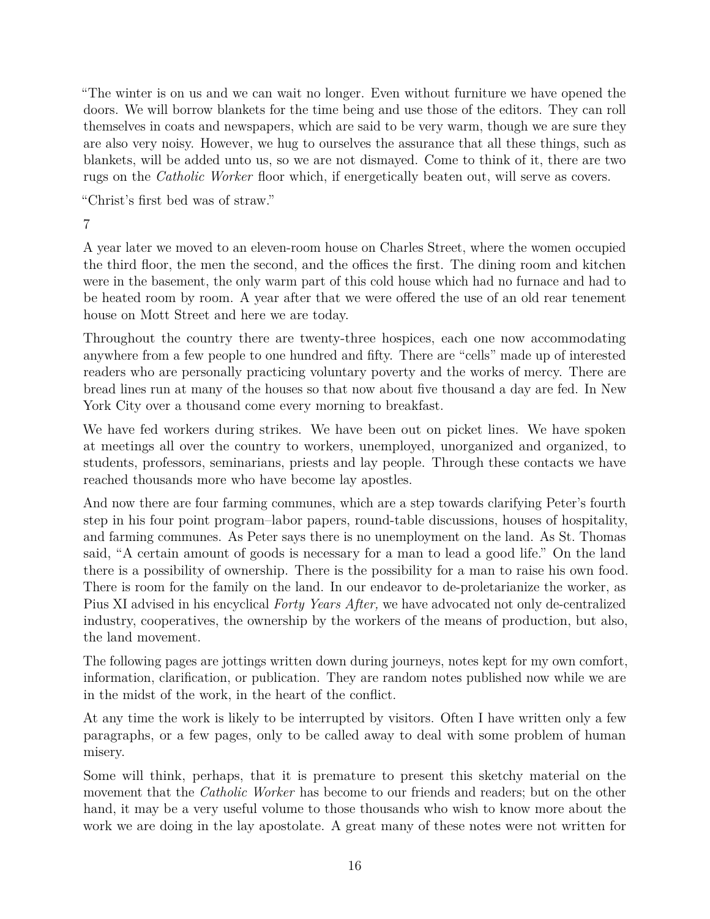"The winter is on us and we can wait no longer. Even without furniture we have opened the doors. We will borrow blankets for the time being and use those of the editors. They can roll themselves in coats and newspapers, which are said to be very warm, though we are sure they are also very noisy. However, we hug to ourselves the assurance that all these things, such as blankets, will be added unto us, so we are not dismayed. Come to think of it, there are two rugs on the *Catholic Worker* floor which, if energetically beaten out, will serve as covers.

"Christ's first bed was of straw."

7

A year later we moved to an eleven-room house on Charles Street, where the women occupied the third floor, the men the second, and the offices the first. The dining room and kitchen were in the basement, the only warm part of this cold house which had no furnace and had to be heated room by room. A year after that we were offered the use of an old rear tenement house on Mott Street and here we are today.

Throughout the country there are twenty-three hospices, each one now accommodating anywhere from a few people to one hundred and fifty. There are "cells" made up of interested readers who are personally practicing voluntary poverty and the works of mercy. There are bread lines run at many of the houses so that now about five thousand a day are fed. In New York City over a thousand come every morning to breakfast.

We have fed workers during strikes. We have been out on picket lines. We have spoken at meetings all over the country to workers, unemployed, unorganized and organized, to students, professors, seminarians, priests and lay people. Through these contacts we have reached thousands more who have become lay apostles.

And now there are four farming communes, which are a step towards clarifying Peter's fourth step in his four point program–labor papers, round-table discussions, houses of hospitality, and farming communes. As Peter says there is no unemployment on the land. As St. Thomas said, "A certain amount of goods is necessary for a man to lead a good life." On the land there is a possibility of ownership. There is the possibility for a man to raise his own food. There is room for the family on the land. In our endeavor to de-proletarianize the worker, as Pius XI advised in his encyclical *Forty Years After,* we have advocated not only de-centralized industry, cooperatives, the ownership by the workers of the means of production, but also, the land movement.

The following pages are jottings written down during journeys, notes kept for my own comfort, information, clarification, or publication. They are random notes published now while we are in the midst of the work, in the heart of the conflict.

At any time the work is likely to be interrupted by visitors. Often I have written only a few paragraphs, or a few pages, only to be called away to deal with some problem of human misery.

Some will think, perhaps, that it is premature to present this sketchy material on the movement that the *Catholic Worker* has become to our friends and readers; but on the other hand, it may be a very useful volume to those thousands who wish to know more about the work we are doing in the lay apostolate. A great many of these notes were not written for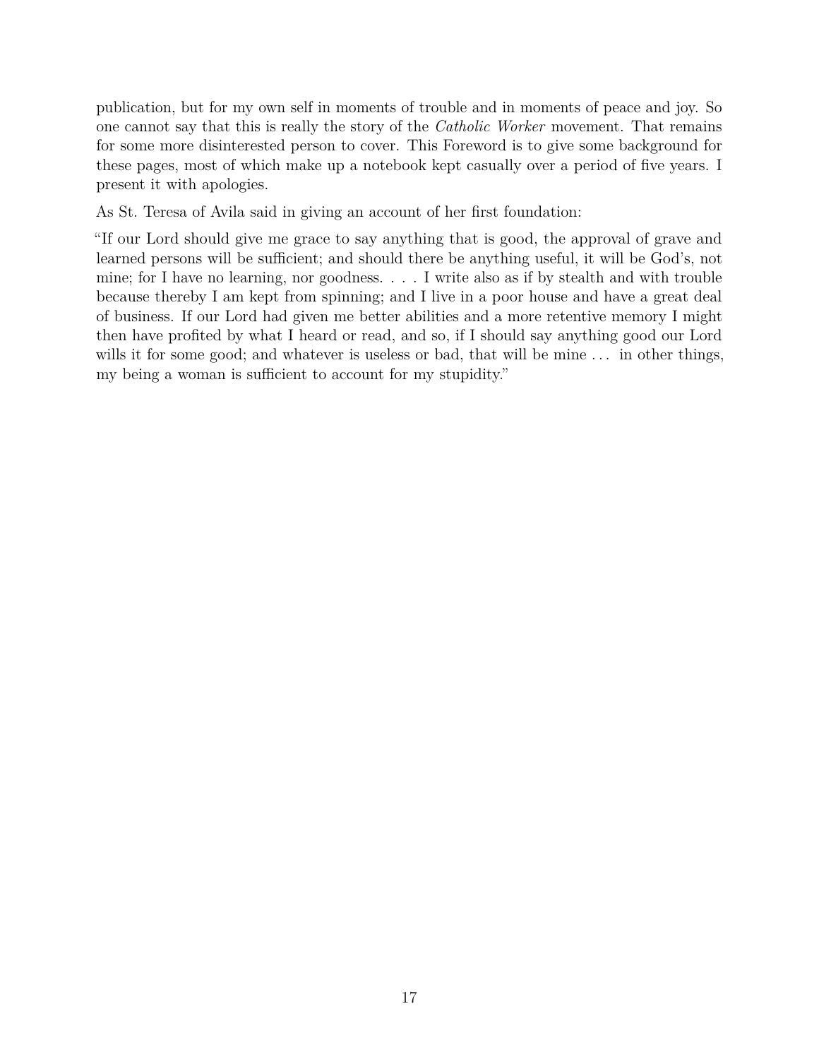publication, but for my own self in moments of trouble and in moments of peace and joy. So one cannot say that this is really the story of the *Catholic Worker* movement. That remains for some more disinterested person to cover. This Foreword is to give some background for these pages, most of which make up a notebook kept casually over a period of five years. I present it with apologies.

As St. Teresa of Avila said in giving an account of her first foundation:

"If our Lord should give me grace to say anything that is good, the approval of grave and learned persons will be sufficient; and should there be anything useful, it will be God's, not mine; for I have no learning, nor goodness. . . . I write also as if by stealth and with trouble because thereby I am kept from spinning; and I live in a poor house and have a great deal of business. If our Lord had given me better abilities and a more retentive memory I might then have profited by what I heard or read, and so, if I should say anything good our Lord wills it for some good; and whatever is useless or bad, that will be mine . . . in other things, my being a woman is sufficient to account for my stupidity."